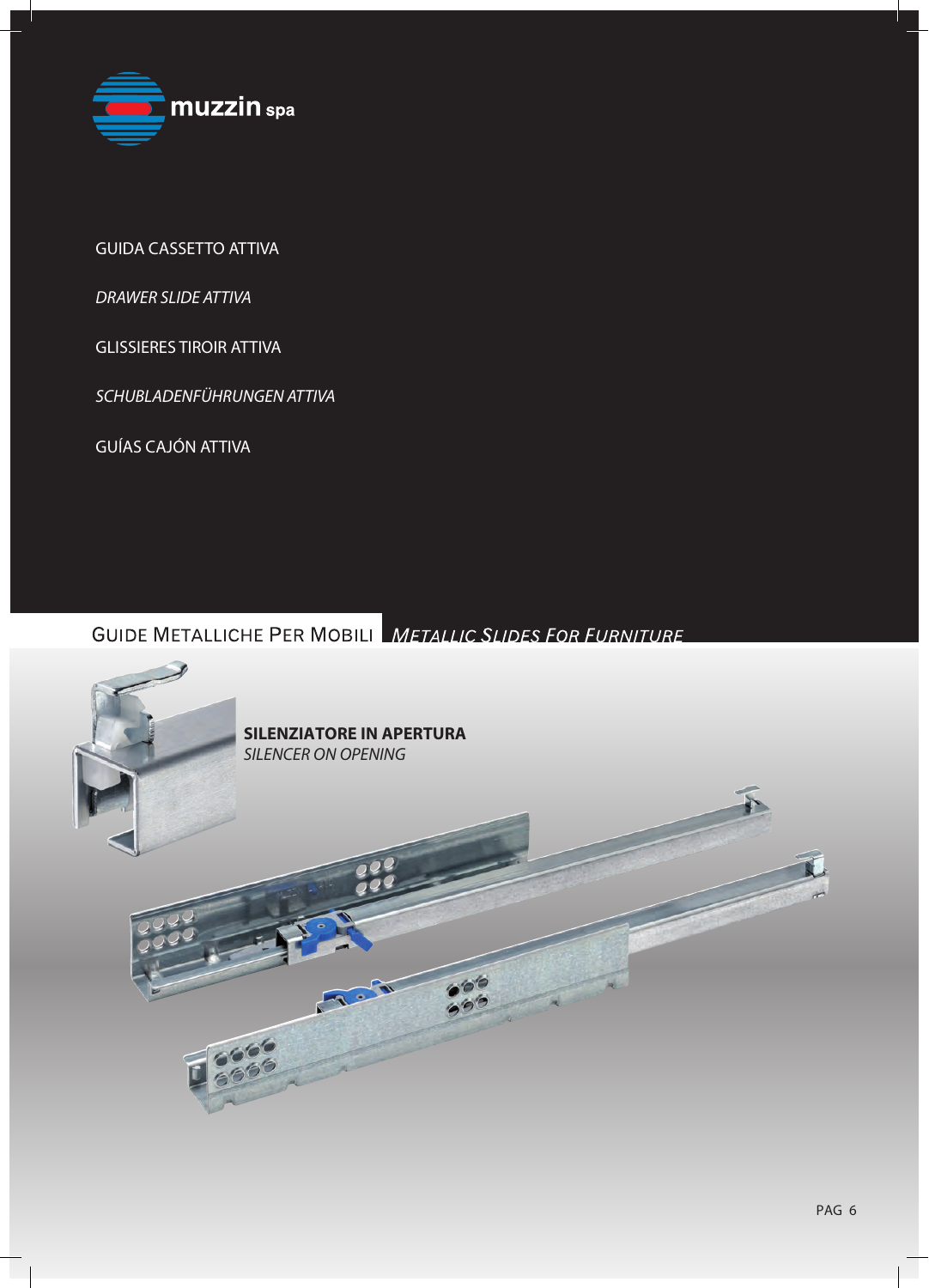muzzin spa

GUIDA CASSETTO ATTIVA

*DRAWER SLIDE ATTIVA*

GLISSIERES TIROIR ATTIVA

*SCHUBLADENFÜHRUNGEN ATTIVA*

GUÍAS CAJÓN ATTIVA

GUIDE METALLICHE PER MOBILI *METALLIC SLIDES FOR FURNITURE*

**SILENZIATORE IN APERTURA**
*SILENCER ON OPENING*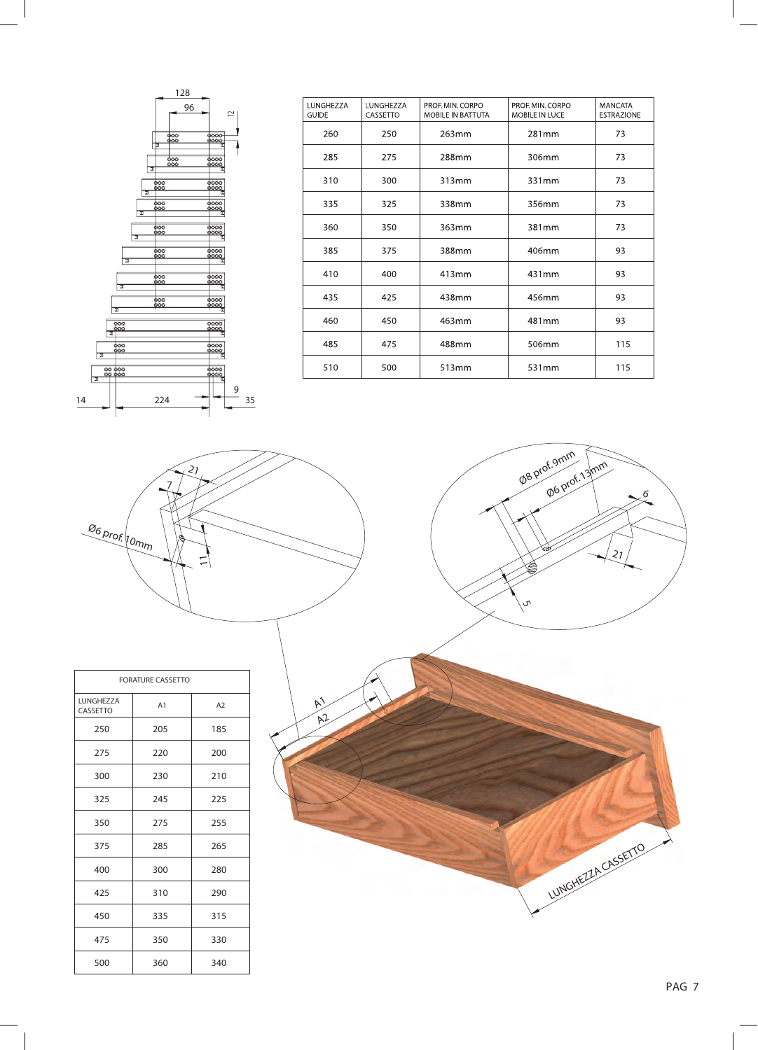| LUNGHEZZA GUIDE | LUNGHEZZA CASSETTO | PROF. MIN. CORPO MOBILE IN BATTUTA | PROF. MIN. CORPO MOBILE IN LUCE | MANCATA ESTRAZIONE |
|---|---|---|---|---|
| 260 | 250 | 263mm | 281mm | 73 |
| 285 | 275 | 288mm | 306mm | 73 |
| 310 | 300 | 313mm | 331mm | 73 |
| 335 | 325 | 338mm | 356mm | 73 |
| 360 | 350 | 363mm | 381mm | 73 |
| 385 | 375 | 388mm | 406mm | 93 |
| 410 | 400 | 413mm | 431mm | 93 |
| 435 | 425 | 438mm | 456mm | 93 |
| 460 | 450 | 463mm | 481mm | 93 |
| 485 | 475 | 488mm | 506mm | 115 |
| 510 | 500 | 513mm | 531mm | 115 |

| FORATURE CASSETTO | | |
|---|---|---|
| LUNGHEZZA CASSETTO | A1 | A2 |
| 250 | 205 | 185 |
| 275 | 220 | 200 |
| 300 | 230 | 210 |
| 325 | 245 | 225 |
| 350 | 275 | 255 |
| 375 | 285 | 265 |
| 400 | 300 | 280 |
| 425 | 310 | 290 |
| 450 | 335 | 315 |
| 475 | 350 | 330 |
| 500 | 360 | 340 |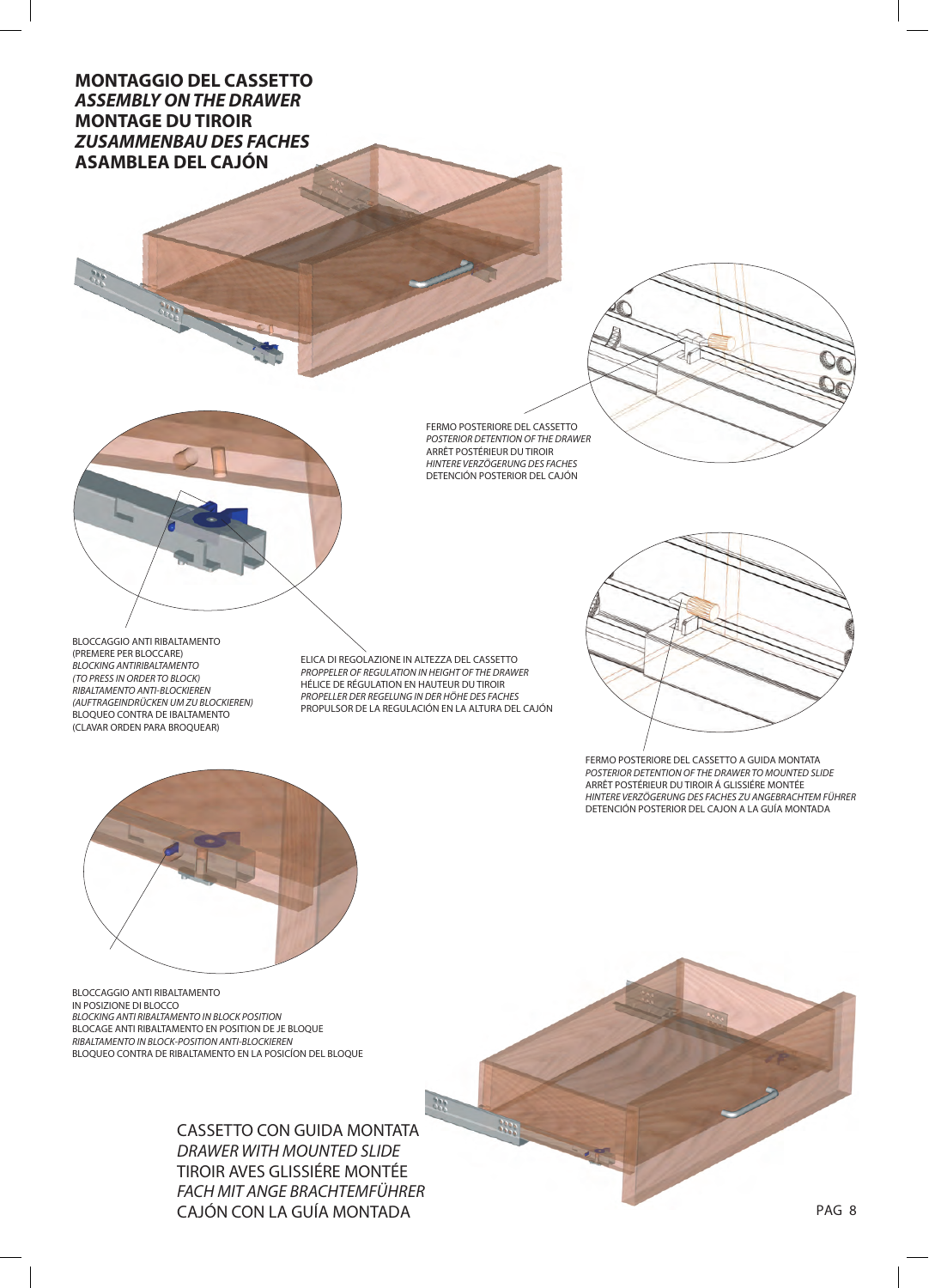# MONTAGGIO DEL CASSETTO
## *ASSEMBLY ON THE DRAWER*
## MONTAGE DU TIROIR
## *ZUSAMMENBAU DES FACHES*
## ASAMBLEA DEL CAJÓN

FERMO POSTERIORE DEL CASSETTO
*POSTERIOR DETENTION OF THE DRAWER*
ARRÊT POSTÉRIEUR DU TIROIR
*HINTERE VERZÖGERUNG DES FACHES*
DETENCIÓN POSTERIOR DEL CAJÓN

BLOCCAGGIO ANTI RIBALTAMENTO
(PREMERE PER BLOCCARE)
*BLOCKING ANTIRIBALTAMENTO*
*(TO PRESS IN ORDER TO BLOCK)*
*RIBALTAMENTO ANTI-BLOCKIEREN*
*(AUFTRAGEINDRÜCKEN UM ZU BLOCKIEREN)*
BLOQUEO CONTRA DE IBALTAMENTO
(CLAVAR ORDEN PARA BROQUEAR)

ELICA DI REGOLAZIONE IN ALTEZZA DEL CASSETTO
*PROPPELER OF REGULATION IN HEIGHT OF THE DRAWER*
HÉLICE DE RÉGULATION EN HAUTEUR DU TIROIR
*PROPELLER DER REGELUNG IN DER HÖHE DES FACHES*
PROPULSOR DE LA REGULACIÓN EN LA ALTURA DEL CAJÓN

FERMO POSTERIORE DEL CASSETTO A GUIDA MONTATA
*POSTERIOR DETENTION OF THE DRAWER TO MOUNTED SLIDE*
ARRÊT POSTÉRIEUR DU TIROIR Á GLISSIÉRE MONTÉE
*HINTERE VERZÖGERUNG DES FACHES ZU ANGEBRACHTEM FÜHRER*
DETENCIÓN POSTERIOR DEL CAJON A LA GUÍA MONTADA

BLOCCAGGIO ANTI RIBALTAMENTO
IN POSIZIONE DI BLOCCO
*BLOCKING ANTI RIBALTAMENTO IN BLOCK POSITION*
BLOCAGE ANTI RIBALTAMENTO EN POSITION DE JE BLOQUE
*RIBALTAMENTO IN BLOCK-POSITION ANTI-BLOCKIEREN*
BLOQUEO CONTRA DE RIBALTAMENTO EN LA POSICÍON DEL BLOQUE

CASSETTO CON GUIDA MONTATA
*DRAWER WITH MOUNTED SLIDE*
TIROIR AVES GLISSIÉRE MONTÉE
*FACH MIT ANGE BRACHTEMFÜHRER*
CAJÓN CON LA GUÍA MONTADA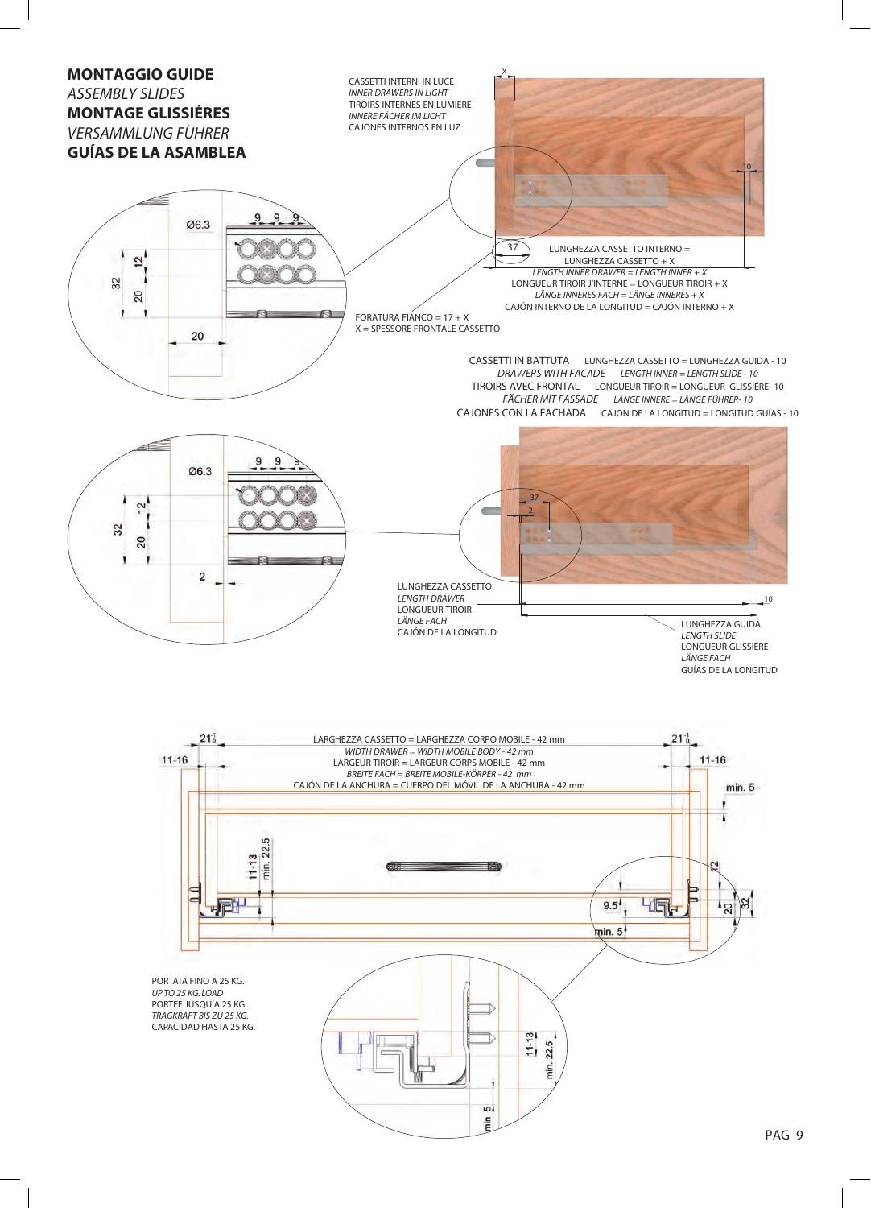# MONTAGGIO GUIDE

*ASSEMBLY SLIDES*

**MONTAGE GLISSIÉRES**

*VERSAMMLUNG FÜHRER*

**GUÍAS DE LA ASAMBLEA**

CASSETTI INTERNI IN LUCE
*INNER DRAWERS IN LIGHT*
TIROIRS INTERNES EN LUMIERE
*INNERE FÄCHER IM LICHT*
CAJONES INTERNOS EN LUZ

X

10

Ø6.3

9 9 9

32 12 20

20

37

LUNGHEZZA CASSETTO INTERNO =
LUNGHEZZA CASSETTO + X
*LENGTH INNER DRAWER = LENGTH INNER + X*
LONGUEUR TIROIR J'INTERNE = LONGUEUR TIROIR + X
*LÄNGE INNERES FACH = LÄNGE INNERES + X*
CAJÓN INTERNO DE LA LONGITUD = CAJÓN INTERNO + X

FORATURA FIANCO = 17 + X
X = SPESSORE FRONTALE CASSETTO

CASSETTI IN BATTUTA — LUNGHEZZA CASSETTO = LUNGHEZZA GUIDA - 10
*DRAWERS WITH FACADE — LENGTH INNER = LENGTH SLIDE - 10*
TIROIRS AVEC FRONTAL — LONGUEUR TIROIR = LONGUEUR GLISSIÉRE- 10
*FÄCHER MIT FASSADE — LÄNGE INNERE = LÄNGE FÜHRER- 10*
CAJONES CON LA FACHADA — CAJON DE LA LONGITUD = LONGITUD GUÍAS - 10

Ø6.3

9 9 9

32 12 20

2

37

2

10

LUNGHEZZA CASSETTO
*LENGTH DRAWER*
LONGUEUR TIROIR
*LÄNGE FACH*
CAJÓN DE LA LONGITUD

LUNGHEZZA GUIDA
*LENGTH SLIDE*
LONGUEUR GLISSIÉRE
*LÄNGE FACH*
GUÍAS DE LA LONGITUD

LARGHEZZA CASSETTO = LARGHEZZA CORPO MOBILE - 42 mm
*WIDTH DRAWER = WIDTH MOBILE BODY - 42 mm*
LARGEUR TIROIR = LARGEUR CORPS MOBILE - 42 mm
*BREITE FACH = BREITE MOBILE-KÖRPER - 42 mm*
CAJÓN DE LA ANCHURA = CUERPO DEL MÓVIL DE LA ANCHURA - 42 mm

$21^{+1}_{0}$ — $21^{+1}_{0}$

11-16 — 11-16

min. 5

11-13

min. 22.5

9.5

min. 5

12 20 32

PORTATA FINO A 25 KG.
*UP TO 25 KG. LOAD*
PORTEE JUSQU'A 25 KG.
*TRAGKRAFT BIS ZU 25 KG.*
CAPACIDAD HASTA 25 KG.

11-13

min. 22.5

min. 5